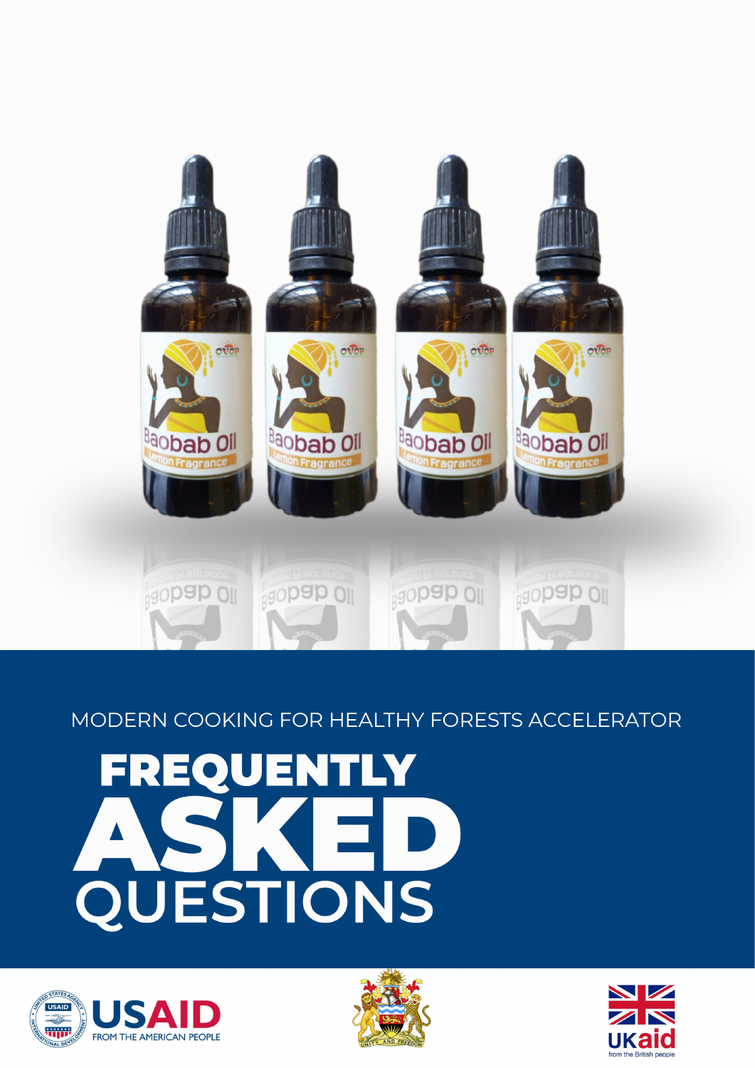MODERN COOKING FOR HEALTHY FORESTS ACCELERATOR

# FREQUENTLY ASKED QUESTIONS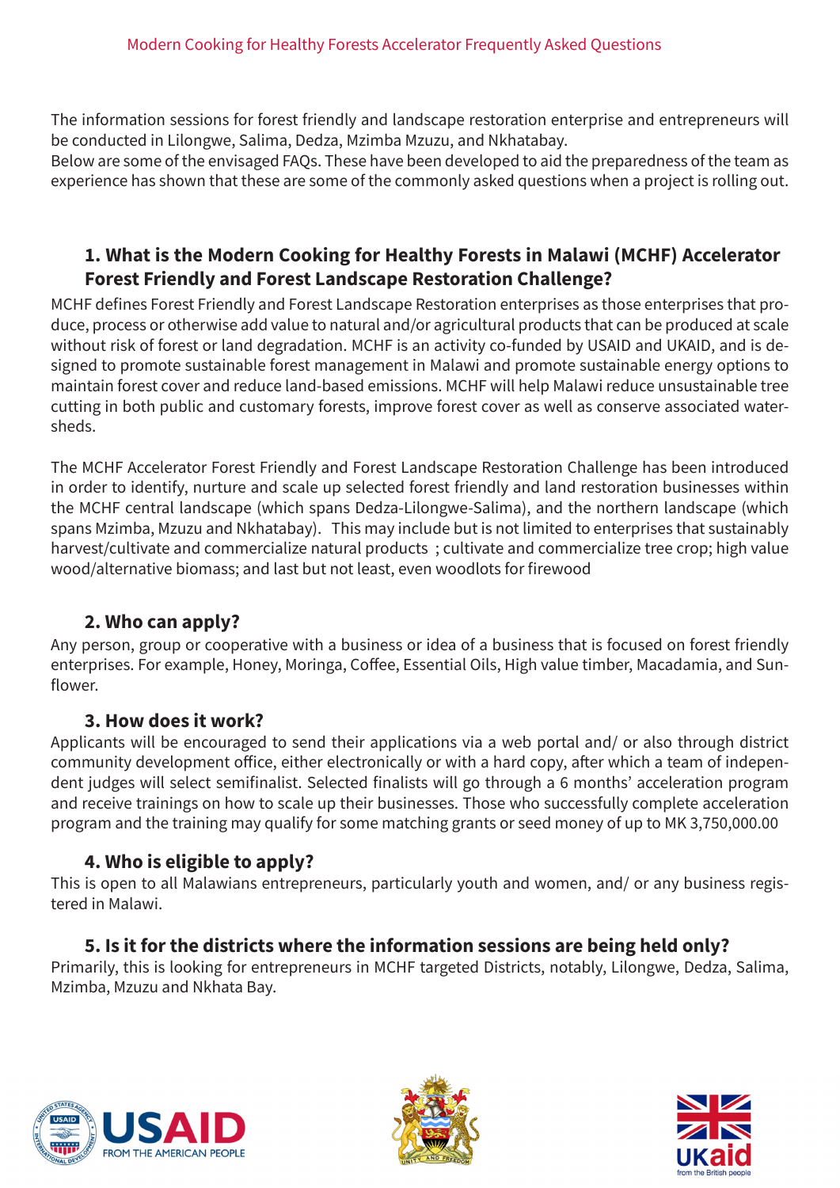The information sessions for forest friendly and landscape restoration enterprise and entrepreneurs will be conducted in Lilongwe, Salima, Dedza, Mzimba Mzuzu, and Nkhatabay.
Below are some of the envisaged FAQs. These have been developed to aid the preparedness of the team as experience has shown that these are some of the commonly asked questions when a project is rolling out.

### 1. What is the Modern Cooking for Healthy Forests in Malawi (MCHF) Accelerator Forest Friendly and Forest Landscape Restoration Challenge?

MCHF defines Forest Friendly and Forest Landscape Restoration enterprises as those enterprises that produce, process or otherwise add value to natural and/or agricultural products that can be produced at scale without risk of forest or land degradation. MCHF is an activity co-funded by USAID and UKAID, and is designed to promote sustainable forest management in Malawi and promote sustainable energy options to maintain forest cover and reduce land-based emissions. MCHF will help Malawi reduce unsustainable tree cutting in both public and customary forests, improve forest cover as well as conserve associated watersheds.

The MCHF Accelerator Forest Friendly and Forest Landscape Restoration Challenge has been introduced in order to identify, nurture and scale up selected forest friendly and land restoration businesses within the MCHF central landscape (which spans Dedza-Lilongwe-Salima), and the northern landscape (which spans Mzimba, Mzuzu and Nkhatabay). This may include but is not limited to enterprises that sustainably harvest/cultivate and commercialize natural products ; cultivate and commercialize tree crop; high value wood/alternative biomass; and last but not least, even woodlots for firewood

### 2. Who can apply?

Any person, group or cooperative with a business or idea of a business that is focused on forest friendly enterprises. For example, Honey, Moringa, Coffee, Essential Oils, High value timber, Macadamia, and Sunflower.

### 3. How does it work?

Applicants will be encouraged to send their applications via a web portal and/ or also through district community development office, either electronically or with a hard copy, after which a team of independent judges will select semifinalist. Selected finalists will go through a 6 months' acceleration program and receive trainings on how to scale up their businesses. Those who successfully complete acceleration program and the training may qualify for some matching grants or seed money of up to MK 3,750,000.00

### 4. Who is eligible to apply?

This is open to all Malawians entrepreneurs, particularly youth and women, and/ or any business registered in Malawi.

### 5. Is it for the districts where the information sessions are being held only?

Primarily, this is looking for entrepreneurs in MCHF targeted Districts, notably, Lilongwe, Dedza, Salima, Mzimba, Mzuzu and Nkhata Bay.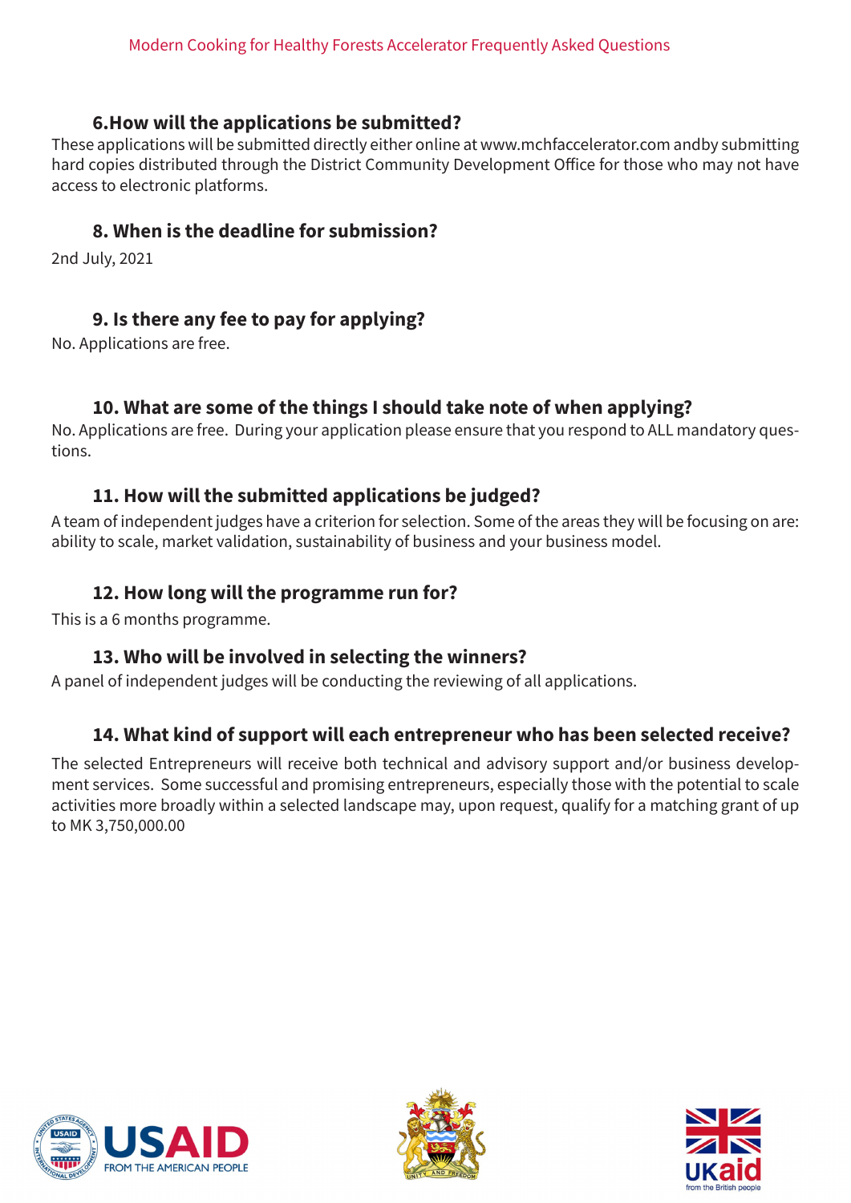### 6.How will the applications be submitted?

These applications will be submitted directly either online at www.mchfaccelerator.com andby submitting hard copies distributed through the District Community Development Office for those who may not have access to electronic platforms.

### 8. When is the deadline for submission?

2nd July, 2021

### 9. Is there any fee to pay for applying?

No. Applications are free.

### 10. What are some of the things I should take note of when applying?

No. Applications are free. During your application please ensure that you respond to ALL mandatory questions.

### 11. How will the submitted applications be judged?

A team of independent judges have a criterion for selection. Some of the areas they will be focusing on are: ability to scale, market validation, sustainability of business and your business model.

### 12. How long will the programme run for?

This is a 6 months programme.

### 13. Who will be involved in selecting the winners?

A panel of independent judges will be conducting the reviewing of all applications.

### 14. What kind of support will each entrepreneur who has been selected receive?

The selected Entrepreneurs will receive both technical and advisory support and/or business development services. Some successful and promising entrepreneurs, especially those with the potential to scale activities more broadly within a selected landscape may, upon request, qualify for a matching grant of up to MK 3,750,000.00